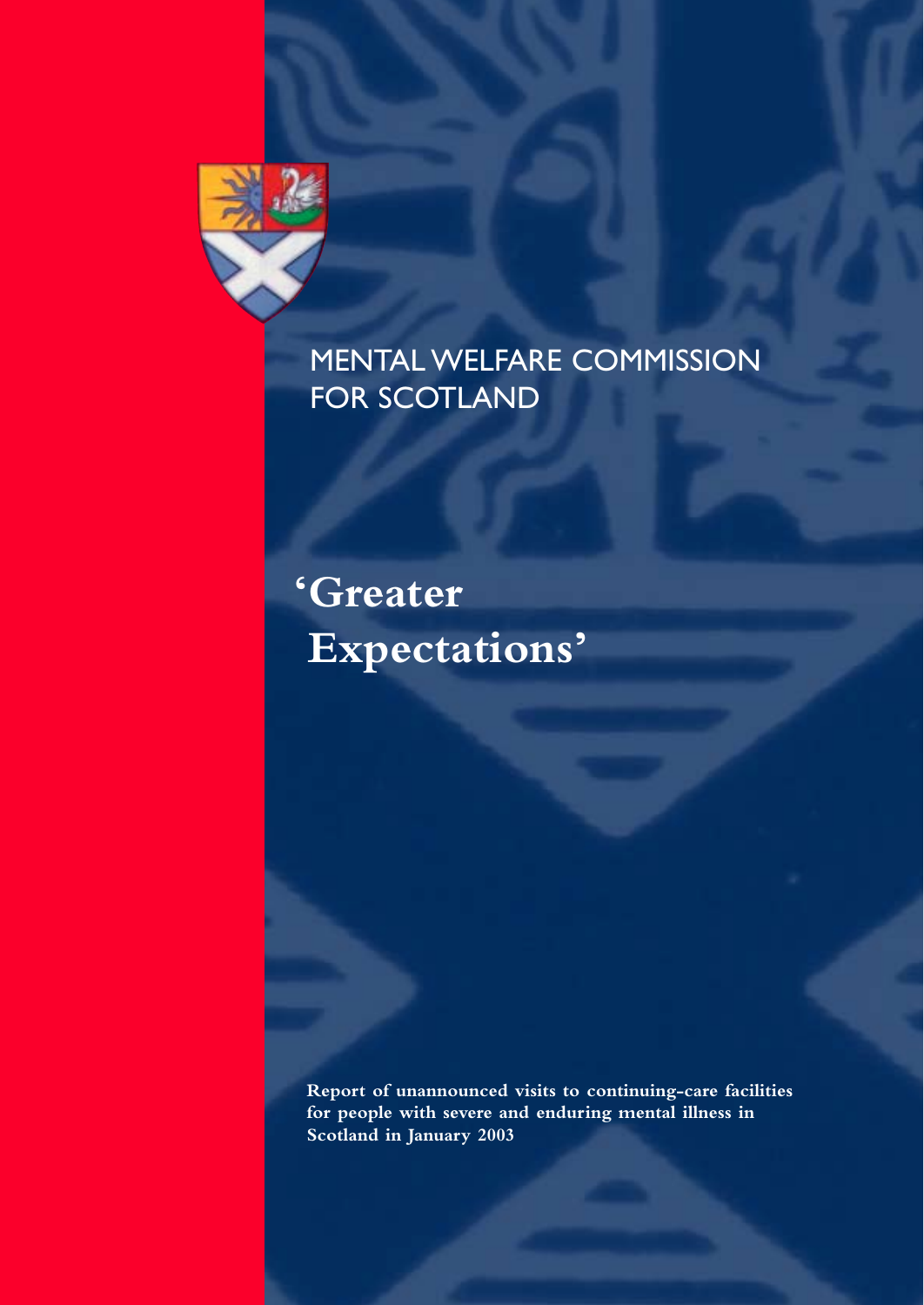MENTAL WELFARE COMMISSION FOR SCOTLAND

# 'Greater Expectations'

**Report of unannounced visits to continuing-care facilities for people with severe and enduring mental illness in Scotland in January 2003**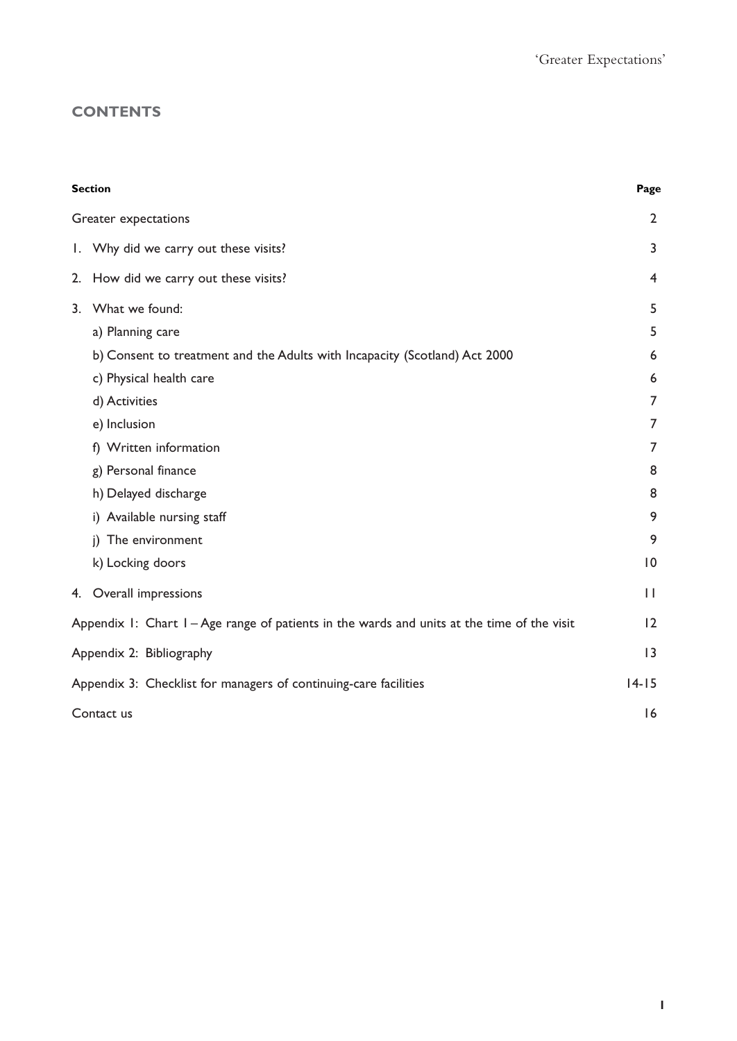## CONTENTS

| Section | Page |
|---|---|
| Greater expectations | 2 |
| 1. Why did we carry out these visits? | 3 |
| 2. How did we carry out these visits? | 4 |
| 3. What we found: | 5 |
| a) Planning care | 5 |
| b) Consent to treatment and the Adults with Incapacity (Scotland) Act 2000 | 6 |
| c) Physical health care | 6 |
| d) Activities | 7 |
| e) Inclusion | 7 |
| f) Written information | 7 |
| g) Personal finance | 8 |
| h) Delayed discharge | 8 |
| i) Available nursing staff | 9 |
| j) The environment | 9 |
| k) Locking doors | 10 |
| 4. Overall impressions | 11 |
| Appendix 1: Chart 1 – Age range of patients in the wards and units at the time of the visit | 12 |
| Appendix 2: Bibliography | 13 |
| Appendix 3: Checklist for managers of continuing-care facilities | 14-15 |
| Contact us | 16 |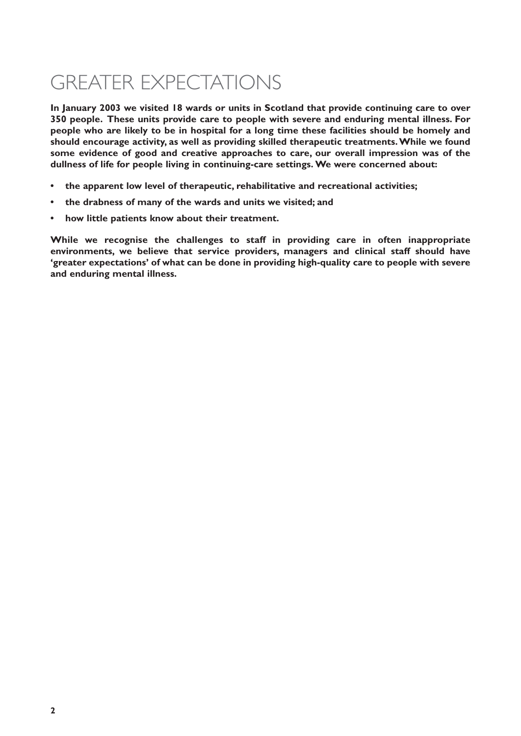# GREATER EXPECTATIONS

**In January 2003 we visited 18 wards or units in Scotland that provide continuing care to over 350 people. These units provide care to people with severe and enduring mental illness. For people who are likely to be in hospital for a long time these facilities should be homely and should encourage activity, as well as providing skilled therapeutic treatments. While we found some evidence of good and creative approaches to care, our overall impression was of the dullness of life for people living in continuing-care settings. We were concerned about:**

- **the apparent low level of therapeutic, rehabilitative and recreational activities;**
- **the drabness of many of the wards and units we visited; and**
- **how little patients know about their treatment.**

**While we recognise the challenges to staff in providing care in often inappropriate environments, we believe that service providers, managers and clinical staff should have 'greater expectations' of what can be done in providing high-quality care to people with severe and enduring mental illness.**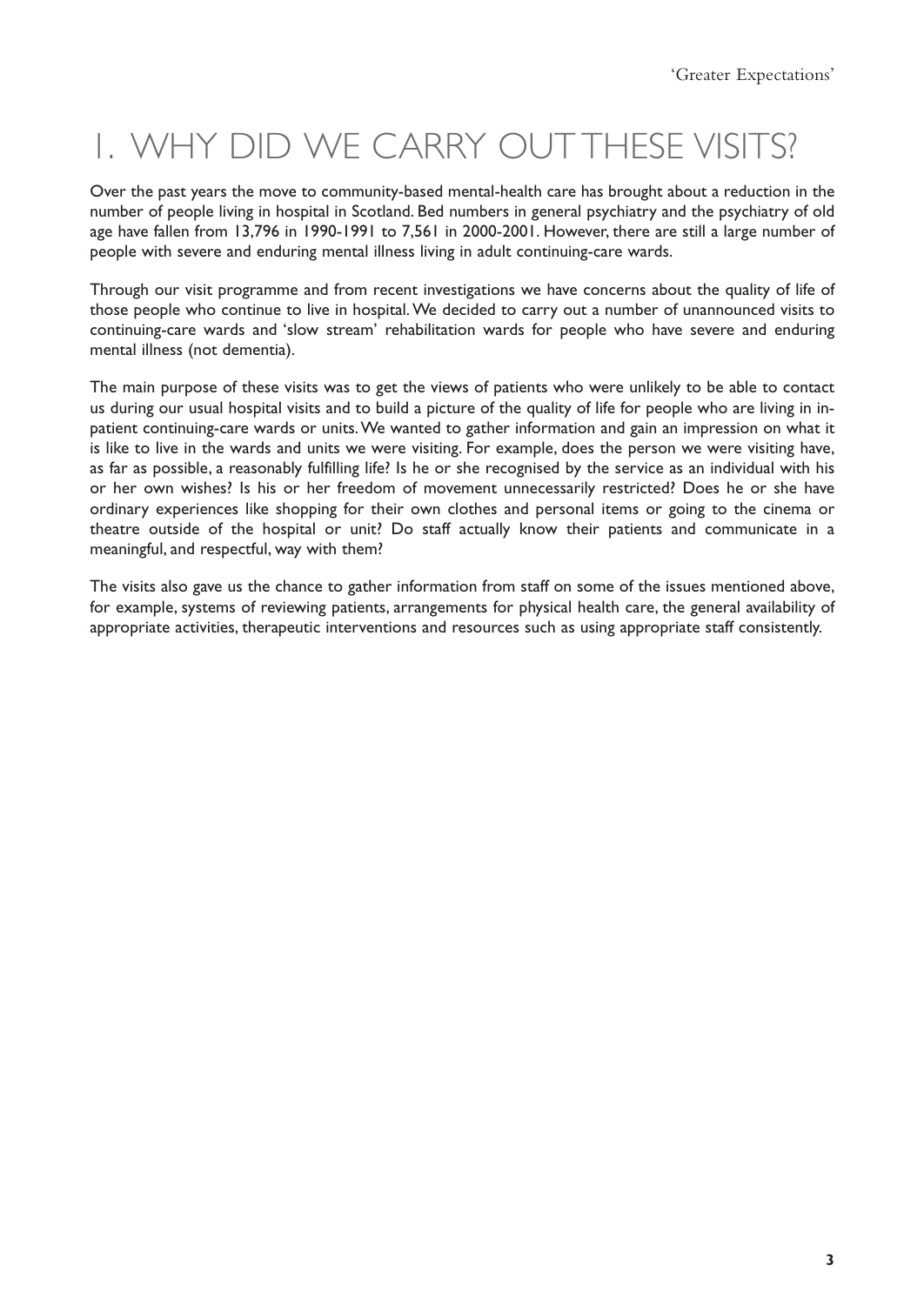# 1. WHY DID WE CARRY OUT THESE VISITS?

Over the past years the move to community-based mental-health care has brought about a reduction in the number of people living in hospital in Scotland. Bed numbers in general psychiatry and the psychiatry of old age have fallen from 13,796 in 1990-1991 to 7,561 in 2000-2001. However, there are still a large number of people with severe and enduring mental illness living in adult continuing-care wards.

Through our visit programme and from recent investigations we have concerns about the quality of life of those people who continue to live in hospital. We decided to carry out a number of unannounced visits to continuing-care wards and 'slow stream' rehabilitation wards for people who have severe and enduring mental illness (not dementia).

The main purpose of these visits was to get the views of patients who were unlikely to be able to contact us during our usual hospital visits and to build a picture of the quality of life for people who are living in in-patient continuing-care wards or units. We wanted to gather information and gain an impression on what it is like to live in the wards and units we were visiting. For example, does the person we were visiting have, as far as possible, a reasonably fulfilling life? Is he or she recognised by the service as an individual with his or her own wishes? Is his or her freedom of movement unnecessarily restricted? Does he or she have ordinary experiences like shopping for their own clothes and personal items or going to the cinema or theatre outside of the hospital or unit? Do staff actually know their patients and communicate in a meaningful, and respectful, way with them?

The visits also gave us the chance to gather information from staff on some of the issues mentioned above, for example, systems of reviewing patients, arrangements for physical health care, the general availability of appropriate activities, therapeutic interventions and resources such as using appropriate staff consistently.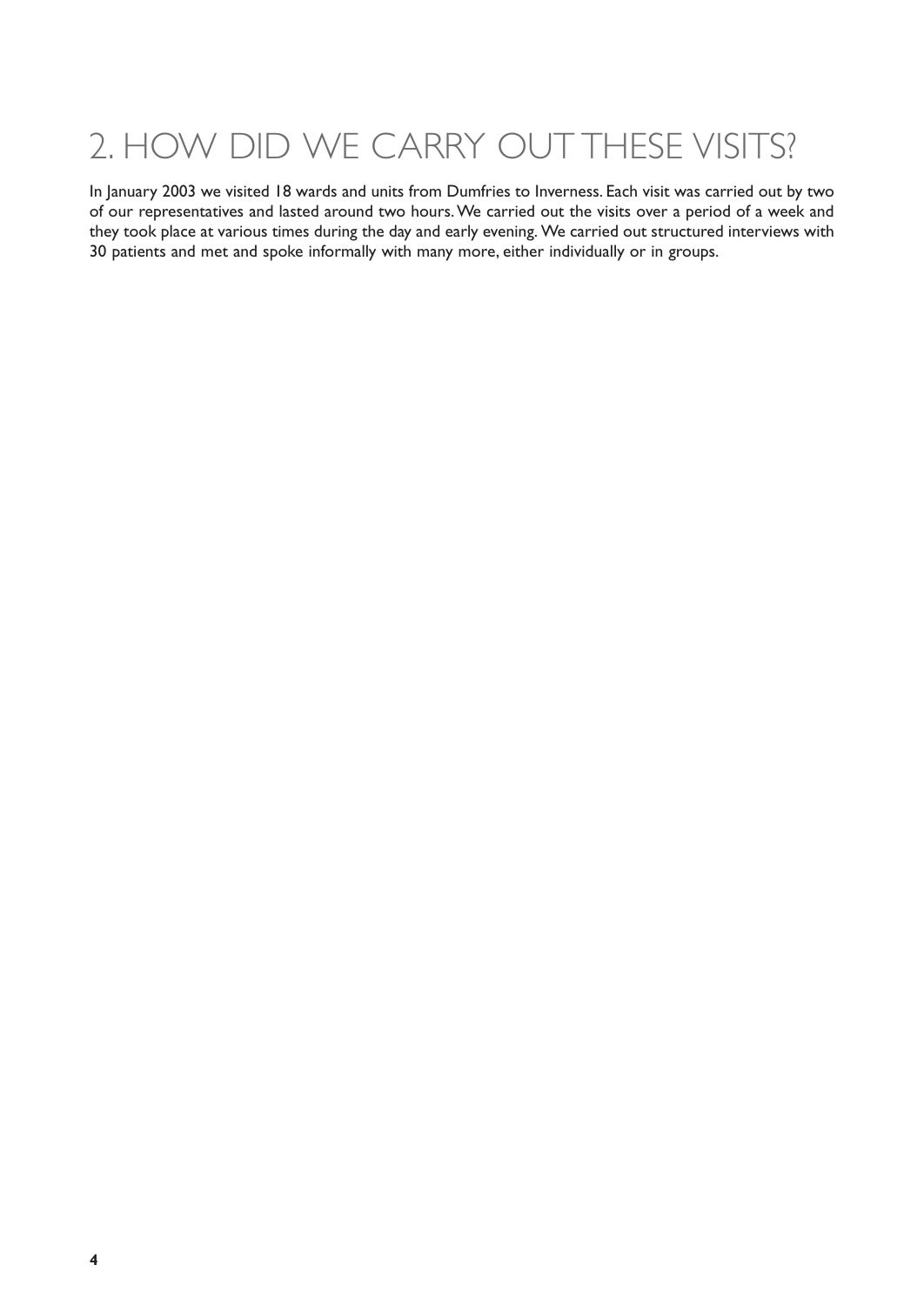# 2. HOW DID WE CARRY OUT THESE VISITS?

In January 2003 we visited 18 wards and units from Dumfries to Inverness. Each visit was carried out by two of our representatives and lasted around two hours. We carried out the visits over a period of a week and they took place at various times during the day and early evening. We carried out structured interviews with 30 patients and met and spoke informally with many more, either individually or in groups.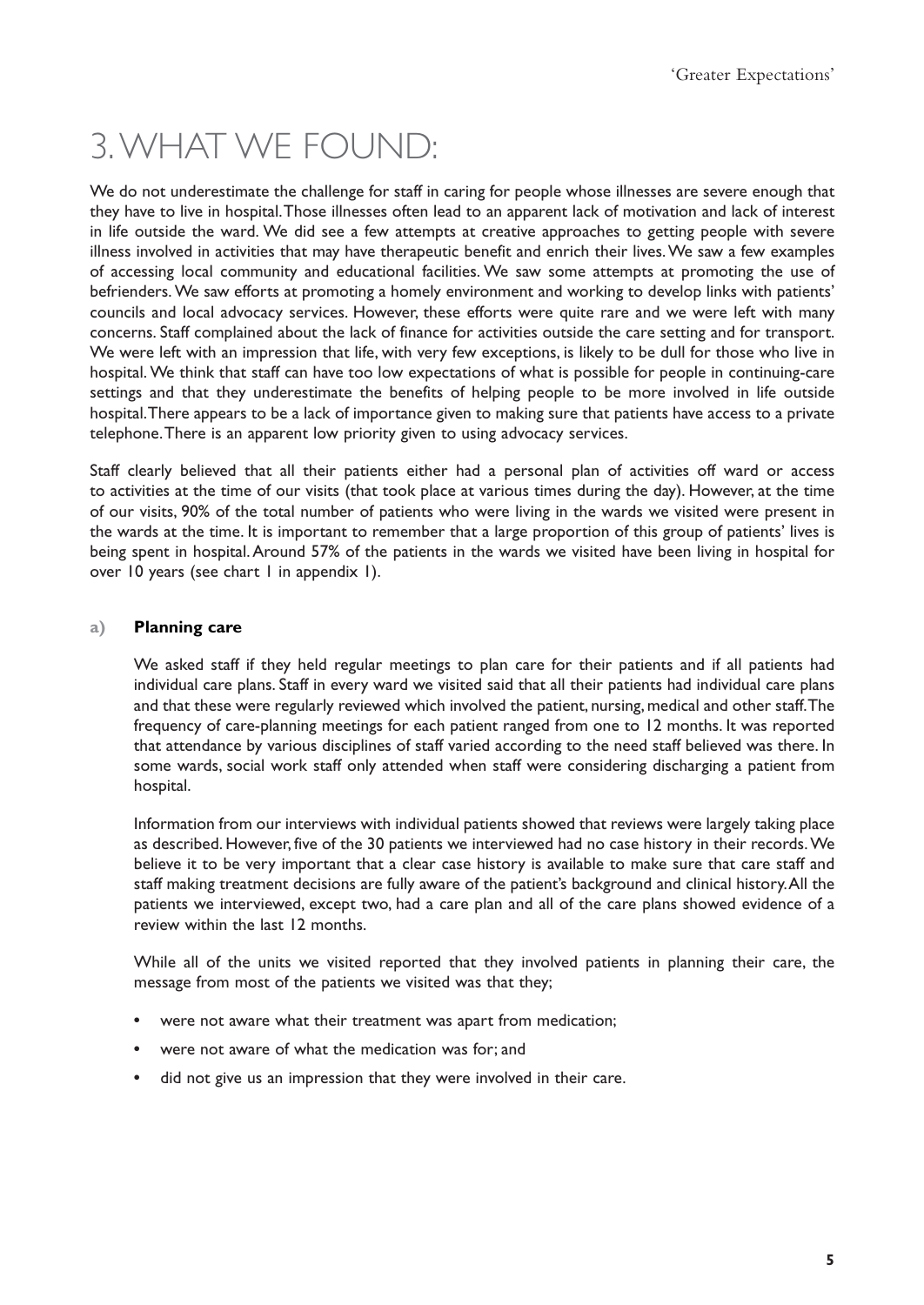# 3. WHAT WE FOUND:

We do not underestimate the challenge for staff in caring for people whose illnesses are severe enough that they have to live in hospital. Those illnesses often lead to an apparent lack of motivation and lack of interest in life outside the ward. We did see a few attempts at creative approaches to getting people with severe illness involved in activities that may have therapeutic benefit and enrich their lives. We saw a few examples of accessing local community and educational facilities. We saw some attempts at promoting the use of befrienders. We saw efforts at promoting a homely environment and working to develop links with patients' councils and local advocacy services. However, these efforts were quite rare and we were left with many concerns. Staff complained about the lack of finance for activities outside the care setting and for transport. We were left with an impression that life, with very few exceptions, is likely to be dull for those who live in hospital. We think that staff can have too low expectations of what is possible for people in continuing-care settings and that they underestimate the benefits of helping people to be more involved in life outside hospital. There appears to be a lack of importance given to making sure that patients have access to a private telephone. There is an apparent low priority given to using advocacy services.

Staff clearly believed that all their patients either had a personal plan of activities off ward or access to activities at the time of our visits (that took place at various times during the day). However, at the time of our visits, 90% of the total number of patients who were living in the wards we visited were present in the wards at the time. It is important to remember that a large proportion of this group of patients' lives is being spent in hospital. Around 57% of the patients in the wards we visited have been living in hospital for over 10 years (see chart 1 in appendix 1).

### a) Planning care

We asked staff if they held regular meetings to plan care for their patients and if all patients had individual care plans. Staff in every ward we visited said that all their patients had individual care plans and that these were regularly reviewed which involved the patient, nursing, medical and other staff. The frequency of care-planning meetings for each patient ranged from one to 12 months. It was reported that attendance by various disciplines of staff varied according to the need staff believed was there. In some wards, social work staff only attended when staff were considering discharging a patient from hospital.

Information from our interviews with individual patients showed that reviews were largely taking place as described. However, five of the 30 patients we interviewed had no case history in their records. We believe it to be very important that a clear case history is available to make sure that care staff and staff making treatment decisions are fully aware of the patient's background and clinical history. All the patients we interviewed, except two, had a care plan and all of the care plans showed evidence of a review within the last 12 months.

While all of the units we visited reported that they involved patients in planning their care, the message from most of the patients we visited was that they;

- were not aware what their treatment was apart from medication;
- were not aware of what the medication was for; and
- did not give us an impression that they were involved in their care.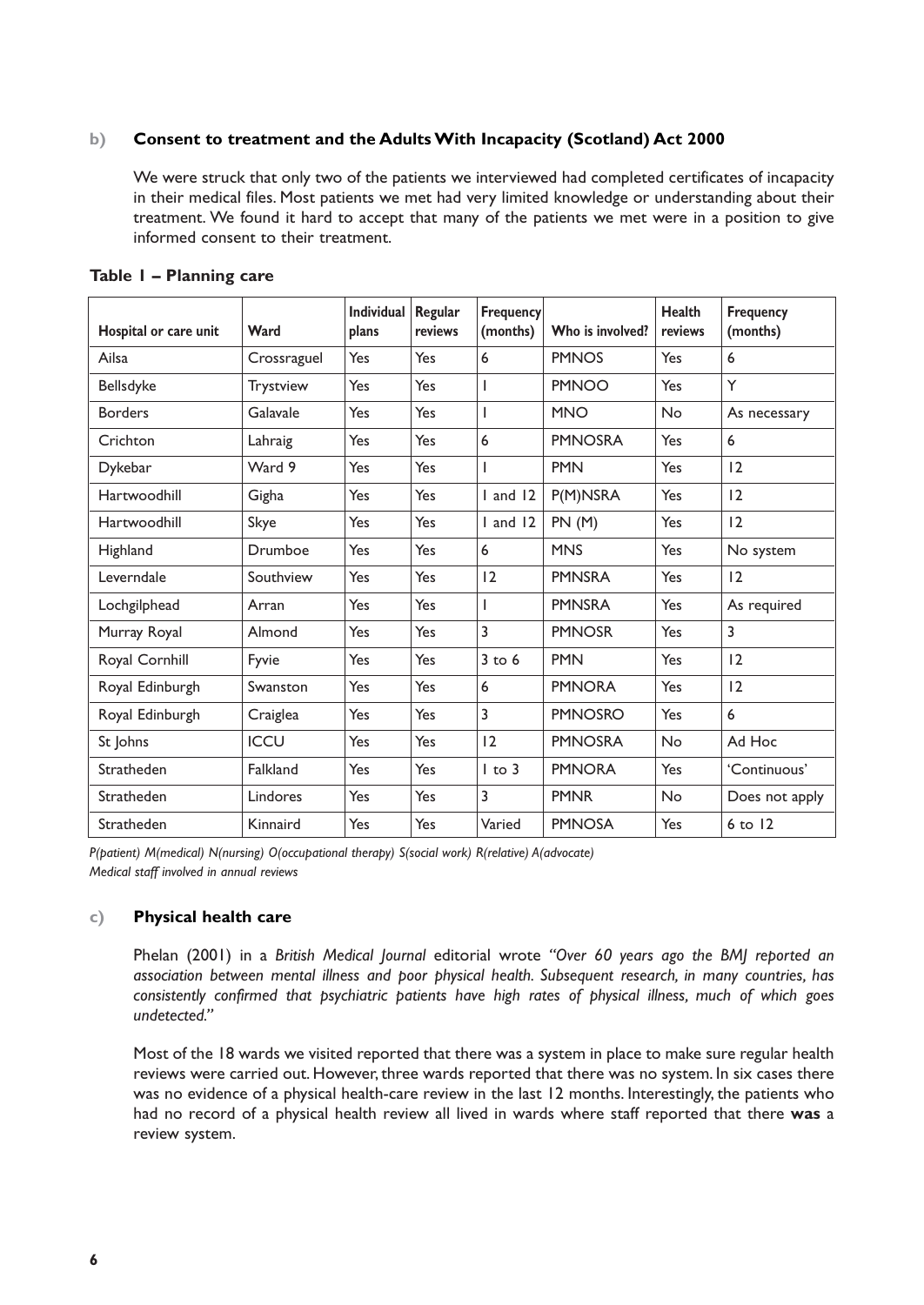### b) Consent to treatment and the Adults With Incapacity (Scotland) Act 2000

We were struck that only two of the patients we interviewed had completed certificates of incapacity in their medical files. Most patients we met had very limited knowledge or understanding about their treatment. We found it hard to accept that many of the patients we met were in a position to give informed consent to their treatment.

**Table 1 – Planning care**

| Hospital or care unit | Ward | Individual plans | Regular reviews | Frequency (months) | Who is involved? | Health reviews | Frequency (months) |
|---|---|---|---|---|---|---|---|
| Ailsa | Crossraguel | Yes | Yes | 6 | PMNOS | Yes | 6 |
| Bellsdyke | Trystview | Yes | Yes | 1 | PMNOO | Yes | Y |
| Borders | Galavale | Yes | Yes | 1 | MNO | No | As necessary |
| Crichton | Lahraig | Yes | Yes | 6 | PMNOSRA | Yes | 6 |
| Dykebar | Ward 9 | Yes | Yes | 1 | PMN | Yes | 12 |
| Hartwoodhill | Gigha | Yes | Yes | 1 and 12 | P(M)NSRA | Yes | 12 |
| Hartwoodhill | Skye | Yes | Yes | 1 and 12 | PN (M) | Yes | 12 |
| Highland | Drumboe | Yes | Yes | 6 | MNS | Yes | No system |
| Leverndale | Southview | Yes | Yes | 12 | PMNSRA | Yes | 12 |
| Lochgilphead | Arran | Yes | Yes | 1 | PMNSRA | Yes | As required |
| Murray Royal | Almond | Yes | Yes | 3 | PMNOSR | Yes | 3 |
| Royal Cornhill | Fyvie | Yes | Yes | 3 to 6 | PMN | Yes | 12 |
| Royal Edinburgh | Swanston | Yes | Yes | 6 | PMNORA | Yes | 12 |
| Royal Edinburgh | Craiglea | Yes | Yes | 3 | PMNOSRO | Yes | 6 |
| St Johns | ICCU | Yes | Yes | 12 | PMNOSRA | No | Ad Hoc |
| Stratheden | Falkland | Yes | Yes | 1 to 3 | PMNORA | Yes | 'Continuous' |
| Stratheden | Lindores | Yes | Yes | 3 | PMNR | No | Does not apply |
| Stratheden | Kinnaird | Yes | Yes | Varied | PMNOSA | Yes | 6 to 12 |

*P(patient) M(medical) N(nursing) O(occupational therapy) S(social work) R(relative) A(advocate)*
*Medical staff involved in annual reviews*

### c) Physical health care

Phelan (2001) in a *British Medical Journal* editorial wrote *"Over 60 years ago the BMJ reported an association between mental illness and poor physical health. Subsequent research, in many countries, has consistently confirmed that psychiatric patients have high rates of physical illness, much of which goes undetected."*

Most of the 18 wards we visited reported that there was a system in place to make sure regular health reviews were carried out. However, three wards reported that there was no system. In six cases there was no evidence of a physical health-care review in the last 12 months. Interestingly, the patients who had no record of a physical health review all lived in wards where staff reported that there **was** a review system.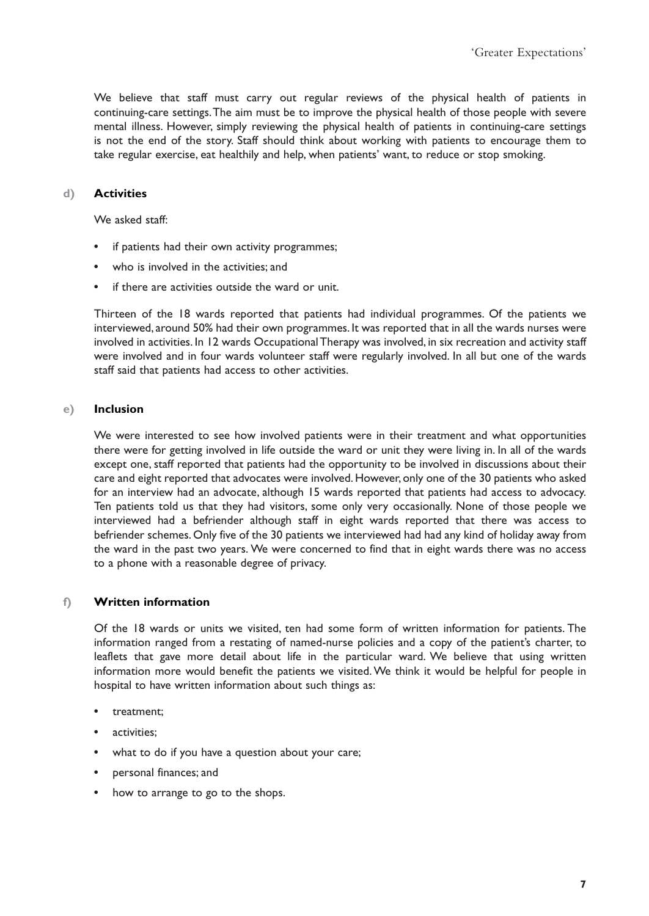We believe that staff must carry out regular reviews of the physical health of patients in continuing-care settings. The aim must be to improve the physical health of those people with severe mental illness. However, simply reviewing the physical health of patients in continuing-care settings is not the end of the story. Staff should think about working with patients to encourage them to take regular exercise, eat healthily and help, when patients' want, to reduce or stop smoking.

### d) Activities

We asked staff:

- if patients had their own activity programmes;
- who is involved in the activities; and
- if there are activities outside the ward or unit.

Thirteen of the 18 wards reported that patients had individual programmes. Of the patients we interviewed, around 50% had their own programmes. It was reported that in all the wards nurses were involved in activities. In 12 wards Occupational Therapy was involved, in six recreation and activity staff were involved and in four wards volunteer staff were regularly involved. In all but one of the wards staff said that patients had access to other activities.

### e) Inclusion

We were interested to see how involved patients were in their treatment and what opportunities there were for getting involved in life outside the ward or unit they were living in. In all of the wards except one, staff reported that patients had the opportunity to be involved in discussions about their care and eight reported that advocates were involved. However, only one of the 30 patients who asked for an interview had an advocate, although 15 wards reported that patients had access to advocacy. Ten patients told us that they had visitors, some only very occasionally. None of those people we interviewed had a befriender although staff in eight wards reported that there was access to befriender schemes. Only five of the 30 patients we interviewed had had any kind of holiday away from the ward in the past two years. We were concerned to find that in eight wards there was no access to a phone with a reasonable degree of privacy.

### f) Written information

Of the 18 wards or units we visited, ten had some form of written information for patients. The information ranged from a restating of named-nurse policies and a copy of the patient's charter, to leaflets that gave more detail about life in the particular ward. We believe that using written information more would benefit the patients we visited. We think it would be helpful for people in hospital to have written information about such things as:

- treatment;
- activities;
- what to do if you have a question about your care;
- personal finances; and
- how to arrange to go to the shops.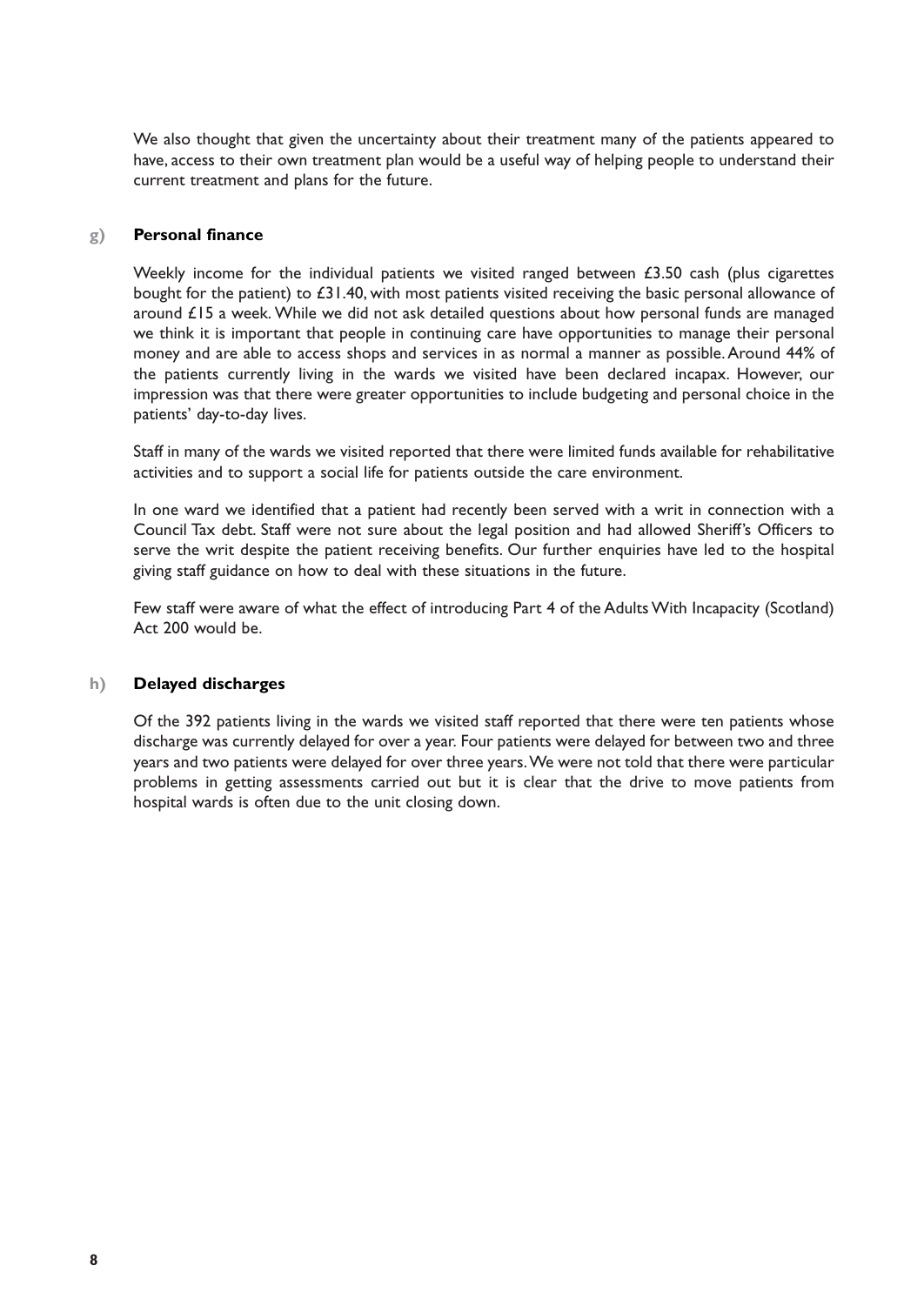We also thought that given the uncertainty about their treatment many of the patients appeared to have, access to their own treatment plan would be a useful way of helping people to understand their current treatment and plans for the future.

### g) Personal finance

Weekly income for the individual patients we visited ranged between £3.50 cash (plus cigarettes bought for the patient) to £31.40, with most patients visited receiving the basic personal allowance of around £15 a week. While we did not ask detailed questions about how personal funds are managed we think it is important that people in continuing care have opportunities to manage their personal money and are able to access shops and services in as normal a manner as possible. Around 44% of the patients currently living in the wards we visited have been declared incapax. However, our impression was that there were greater opportunities to include budgeting and personal choice in the patients' day-to-day lives.

Staff in many of the wards we visited reported that there were limited funds available for rehabilitative activities and to support a social life for patients outside the care environment.

In one ward we identified that a patient had recently been served with a writ in connection with a Council Tax debt. Staff were not sure about the legal position and had allowed Sheriff's Officers to serve the writ despite the patient receiving benefits. Our further enquiries have led to the hospital giving staff guidance on how to deal with these situations in the future.

Few staff were aware of what the effect of introducing Part 4 of the Adults With Incapacity (Scotland) Act 200 would be.

### h) Delayed discharges

Of the 392 patients living in the wards we visited staff reported that there were ten patients whose discharge was currently delayed for over a year. Four patients were delayed for between two and three years and two patients were delayed for over three years. We were not told that there were particular problems in getting assessments carried out but it is clear that the drive to move patients from hospital wards is often due to the unit closing down.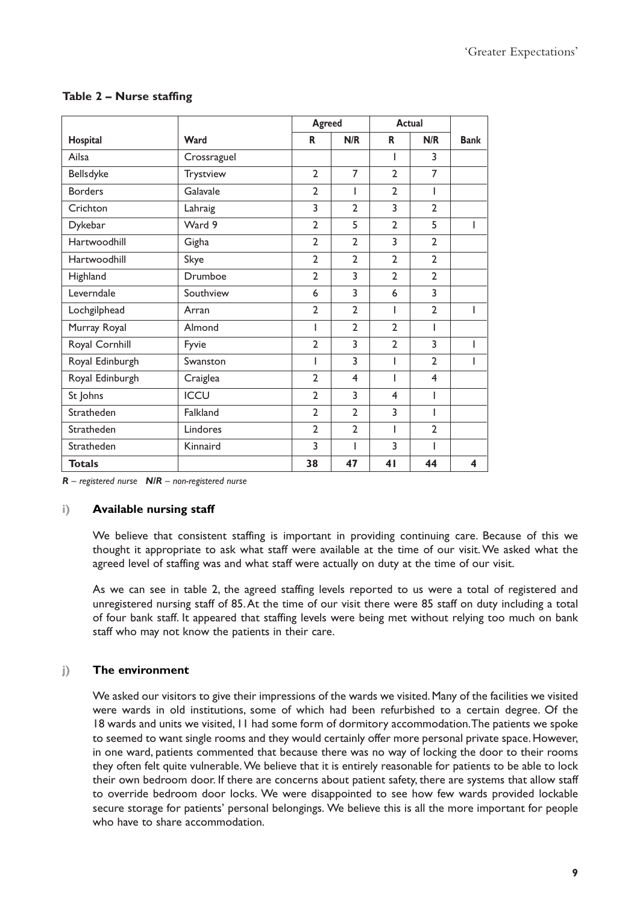**Table 2 – Nurse staffing**

| | | Agreed | | Actual | | |
|---|---|---|---|---|---|---|
| **Hospital** | **Ward** | **R** | **N/R** | **R** | **N/R** | **Bank** |
| Ailsa | Crossraguel | | | 1 | 3 | |
| Bellsdyke | Trystview | 2 | 7 | 2 | 7 | |
| Borders | Galavale | 2 | 1 | 2 | 1 | |
| Crichton | Lahraig | 3 | 2 | 3 | 2 | |
| Dykebar | Ward 9 | 2 | 5 | 2 | 5 | 1 |
| Hartwoodhill | Gigha | 2 | 2 | 3 | 2 | |
| Hartwoodhill | Skye | 2 | 2 | 2 | 2 | |
| Highland | Drumboe | 2 | 3 | 2 | 2 | |
| Leverndale | Southview | 6 | 3 | 6 | 3 | |
| Lochgilphead | Arran | 2 | 2 | 1 | 2 | 1 |
| Murray Royal | Almond | 1 | 2 | 2 | 1 | |
| Royal Cornhill | Fyvie | 2 | 3 | 2 | 3 | 1 |
| Royal Edinburgh | Swanston | 1 | 3 | 1 | 2 | 1 |
| Royal Edinburgh | Craiglea | 2 | 4 | 1 | 4 | |
| St Johns | ICCU | 2 | 3 | 4 | 1 | |
| Stratheden | Falkland | 2 | 2 | 3 | 1 | |
| Stratheden | Lindores | 2 | 2 | 1 | 2 | |
| Stratheden | Kinnaird | 3 | 1 | 3 | 1 | |
| **Totals** | | **38** | **47** | **41** | **44** | **4** |

***R** – registered nurse* ***N/R** – non-registered nurse*

### i) Available nursing staff

We believe that consistent staffing is important in providing continuing care. Because of this we thought it appropriate to ask what staff were available at the time of our visit. We asked what the agreed level of staffing was and what staff were actually on duty at the time of our visit.

As we can see in table 2, the agreed staffing levels reported to us were a total of registered and unregistered nursing staff of 85. At the time of our visit there were 85 staff on duty including a total of four bank staff. It appeared that staffing levels were being met without relying too much on bank staff who may not know the patients in their care.

### j) The environment

We asked our visitors to give their impressions of the wards we visited. Many of the facilities we visited were wards in old institutions, some of which had been refurbished to a certain degree. Of the 18 wards and units we visited, 11 had some form of dormitory accommodation. The patients we spoke to seemed to want single rooms and they would certainly offer more personal private space. However, in one ward, patients commented that because there was no way of locking the door to their rooms they often felt quite vulnerable. We believe that it is entirely reasonable for patients to be able to lock their own bedroom door. If there are concerns about patient safety, there are systems that allow staff to override bedroom door locks. We were disappointed to see how few wards provided lockable secure storage for patients' personal belongings. We believe this is all the more important for people who have to share accommodation.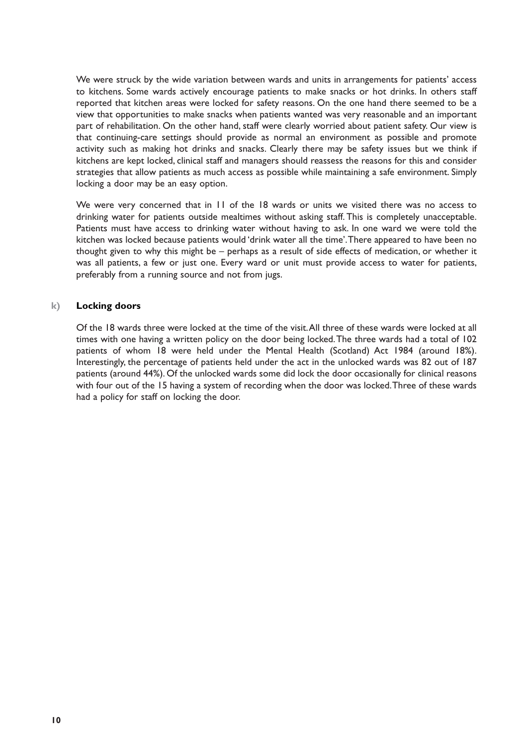We were struck by the wide variation between wards and units in arrangements for patients' access to kitchens. Some wards actively encourage patients to make snacks or hot drinks. In others staff reported that kitchen areas were locked for safety reasons. On the one hand there seemed to be a view that opportunities to make snacks when patients wanted was very reasonable and an important part of rehabilitation. On the other hand, staff were clearly worried about patient safety. Our view is that continuing-care settings should provide as normal an environment as possible and promote activity such as making hot drinks and snacks. Clearly there may be safety issues but we think if kitchens are kept locked, clinical staff and managers should reassess the reasons for this and consider strategies that allow patients as much access as possible while maintaining a safe environment. Simply locking a door may be an easy option.

We were very concerned that in 11 of the 18 wards or units we visited there was no access to drinking water for patients outside mealtimes without asking staff. This is completely unacceptable. Patients must have access to drinking water without having to ask. In one ward we were told the kitchen was locked because patients would 'drink water all the time'. There appeared to have been no thought given to why this might be – perhaps as a result of side effects of medication, or whether it was all patients, a few or just one. Every ward or unit must provide access to water for patients, preferably from a running source and not from jugs.

### k) Locking doors

Of the 18 wards three were locked at the time of the visit. All three of these wards were locked at all times with one having a written policy on the door being locked. The three wards had a total of 102 patients of whom 18 were held under the Mental Health (Scotland) Act 1984 (around 18%). Interestingly, the percentage of patients held under the act in the unlocked wards was 82 out of 187 patients (around 44%). Of the unlocked wards some did lock the door occasionally for clinical reasons with four out of the 15 having a system of recording when the door was locked. Three of these wards had a policy for staff on locking the door.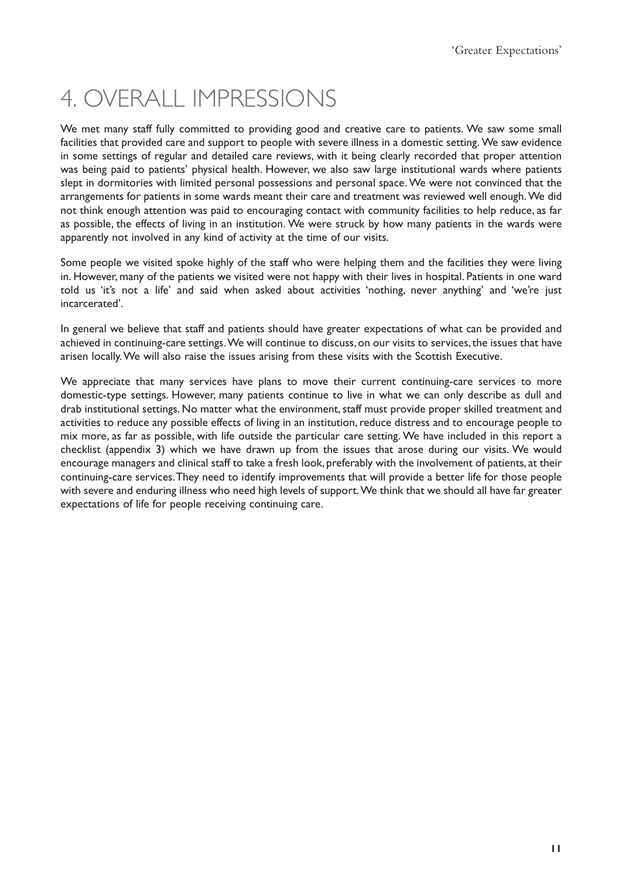# 4. OVERALL IMPRESSIONS

We met many staff fully committed to providing good and creative care to patients. We saw some small facilities that provided care and support to people with severe illness in a domestic setting. We saw evidence in some settings of regular and detailed care reviews, with it being clearly recorded that proper attention was being paid to patients' physical health. However, we also saw large institutional wards where patients slept in dormitories with limited personal possessions and personal space. We were not convinced that the arrangements for patients in some wards meant their care and treatment was reviewed well enough. We did not think enough attention was paid to encouraging contact with community facilities to help reduce, as far as possible, the effects of living in an institution. We were struck by how many patients in the wards were apparently not involved in any kind of activity at the time of our visits.

Some people we visited spoke highly of the staff who were helping them and the facilities they were living in. However, many of the patients we visited were not happy with their lives in hospital. Patients in one ward told us 'it's not a life' and said when asked about activities 'nothing, never anything' and 'we're just incarcerated'.

In general we believe that staff and patients should have greater expectations of what can be provided and achieved in continuing-care settings. We will continue to discuss, on our visits to services, the issues that have arisen locally. We will also raise the issues arising from these visits with the Scottish Executive.

We appreciate that many services have plans to move their current continuing-care services to more domestic-type settings. However, many patients continue to live in what we can only describe as dull and drab institutional settings. No matter what the environment, staff must provide proper skilled treatment and activities to reduce any possible effects of living in an institution, reduce distress and to encourage people to mix more, as far as possible, with life outside the particular care setting. We have included in this report a checklist (appendix 3) which we have drawn up from the issues that arose during our visits. We would encourage managers and clinical staff to take a fresh look, preferably with the involvement of patients, at their continuing-care services. They need to identify improvements that will provide a better life for those people with severe and enduring illness who need high levels of support. We think that we should all have far greater expectations of life for people receiving continuing care.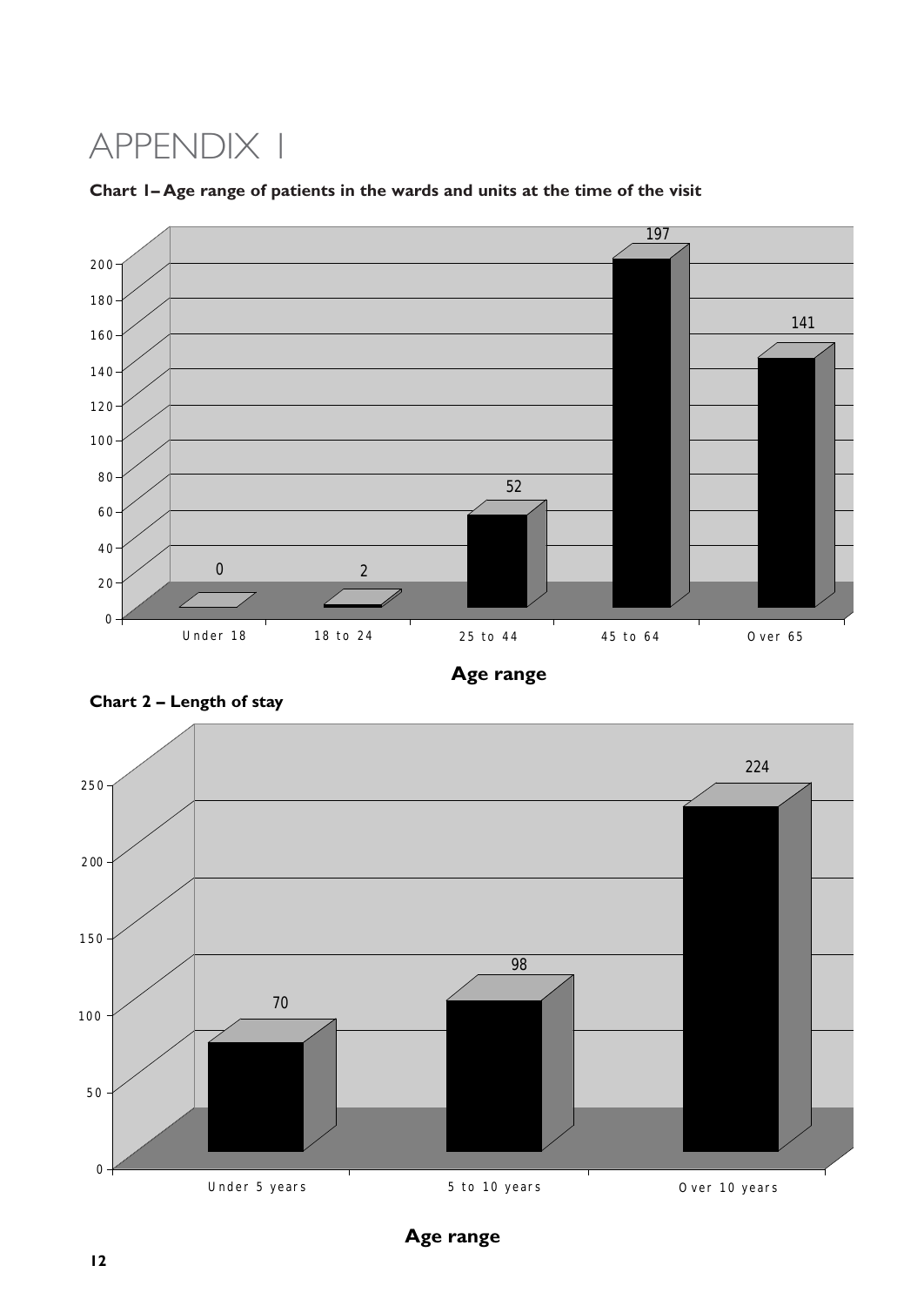# APPENDIX 1

**Chart 1 – Age range of patients in the wards and units at the time of the visit**

0
20
40
60
80
100
120
140
160
180
200

0
2
52
197
141

Under 18
18 to 24
25 to 44
45 to 64
Over 65

**Age range**

**Chart 2 – Length of stay**

0
50
100
150
200
250

70
98
224

Under 5 years
5 to 10 years
Over 10 years

**Age range**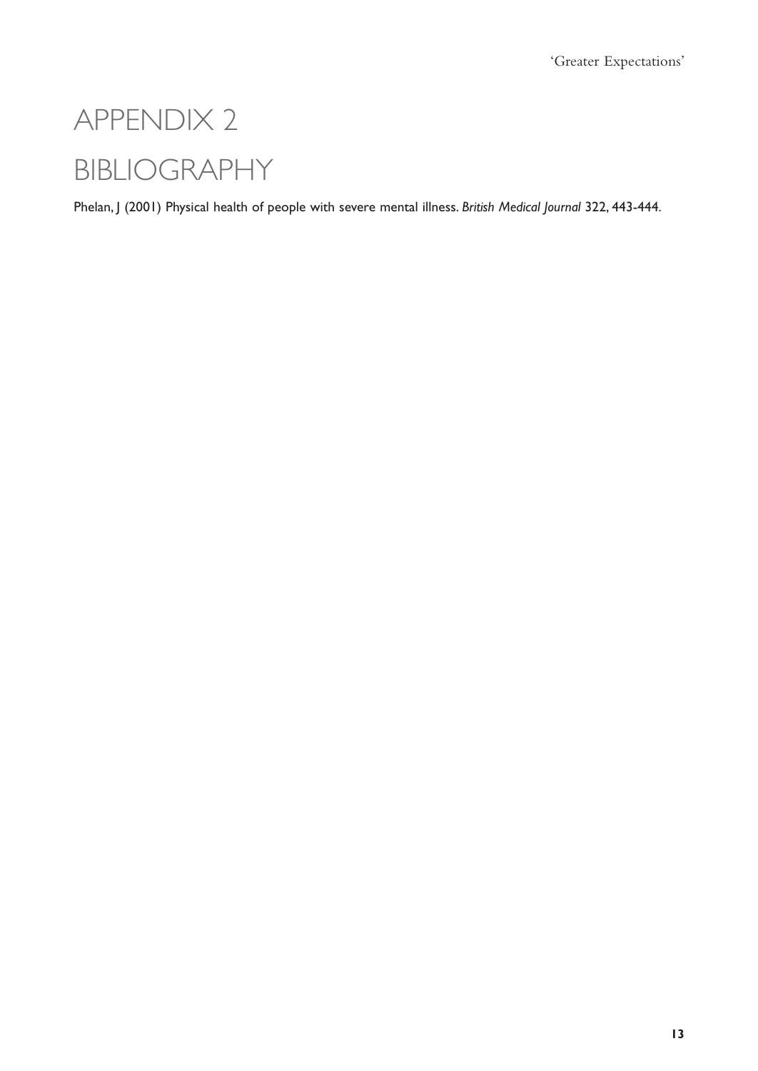# APPENDIX 2

# BIBLIOGRAPHY

Phelan, J (2001) Physical health of people with severe mental illness. *British Medical Journal* 322, 443-444.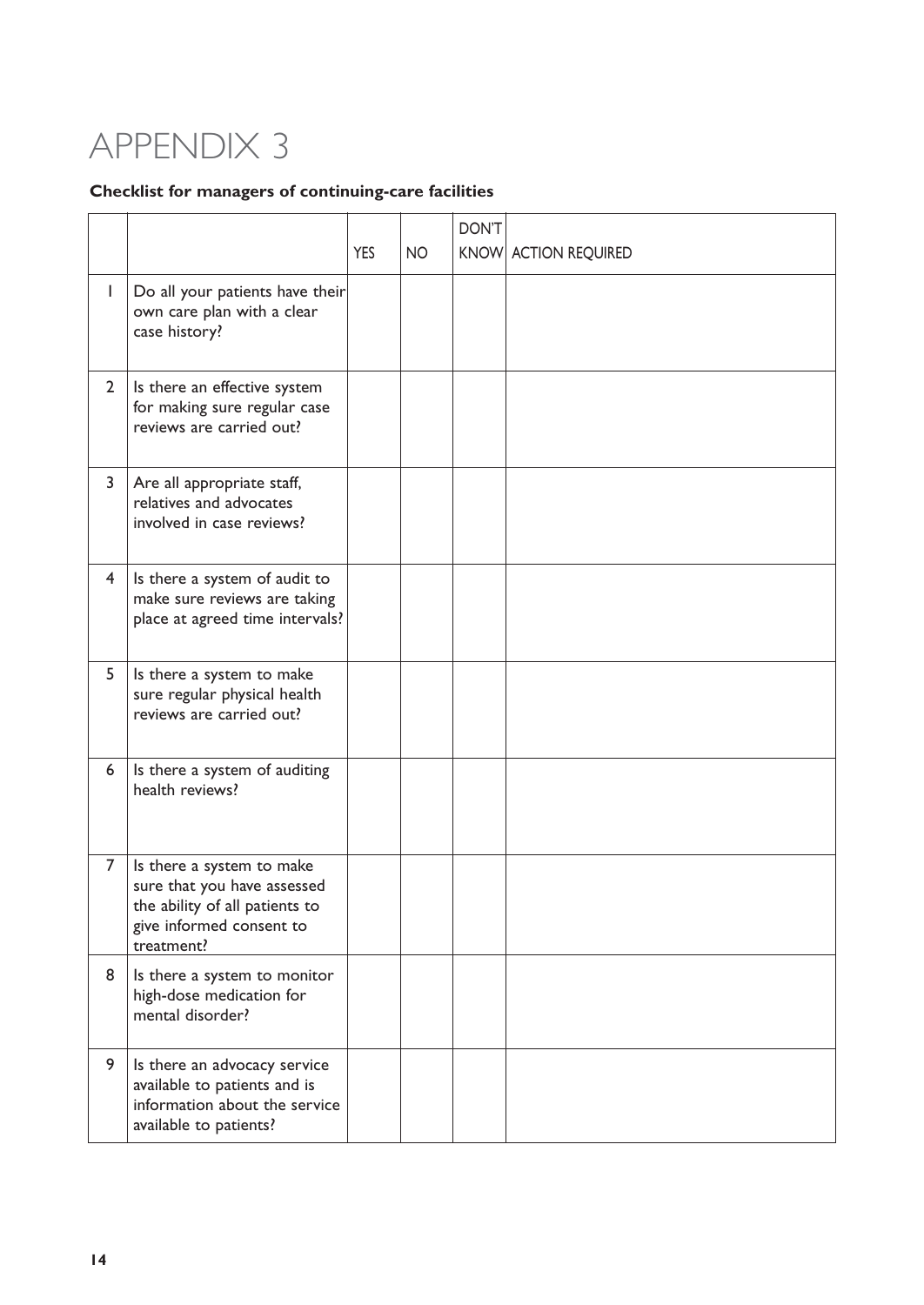# APPENDIX 3

**Checklist for managers of continuing-care facilities**

| | | YES | NO | DON'T KNOW | ACTION REQUIRED |
|---|---|---|---|---|---|
| 1 | Do all your patients have their own care plan with a clear case history? | | | | |
| 2 | Is there an effective system for making sure regular case reviews are carried out? | | | | |
| 3 | Are all appropriate staff, relatives and advocates involved in case reviews? | | | | |
| 4 | Is there a system of audit to make sure reviews are taking place at agreed time intervals? | | | | |
| 5 | Is there a system to make sure regular physical health reviews are carried out? | | | | |
| 6 | Is there a system of auditing health reviews? | | | | |
| 7 | Is there a system to make sure that you have assessed the ability of all patients to give informed consent to treatment? | | | | |
| 8 | Is there a system to monitor high-dose medication for mental disorder? | | | | |
| 9 | Is there an advocacy service available to patients and is information about the service available to patients? | | | | |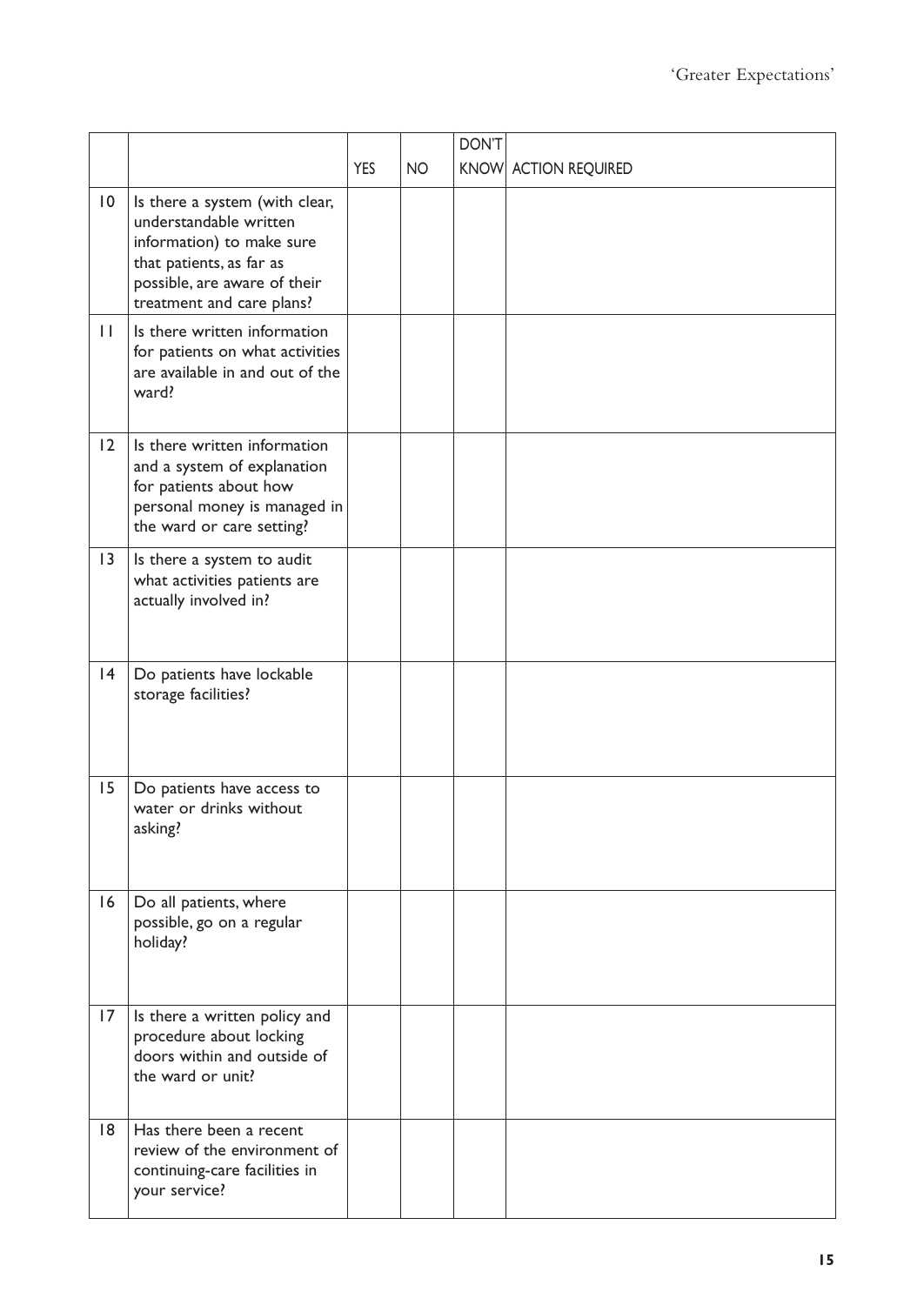| | | YES | NO | DON'T KNOW | ACTION REQUIRED |
|---|---|---|---|---|---|
| 10 | Is there a system (with clear, understandable written information) to make sure that patients, as far as possible, are aware of their treatment and care plans? | | | | |
| 11 | Is there written information for patients on what activities are available in and out of the ward? | | | | |
| 12 | Is there written information and a system of explanation for patients about how personal money is managed in the ward or care setting? | | | | |
| 13 | Is there a system to audit what activities patients are actually involved in? | | | | |
| 14 | Do patients have lockable storage facilities? | | | | |
| 15 | Do patients have access to water or drinks without asking? | | | | |
| 16 | Do all patients, where possible, go on a regular holiday? | | | | |
| 17 | Is there a written policy and procedure about locking doors within and outside of the ward or unit? | | | | |
| 18 | Has there been a recent review of the environment of continuing-care facilities in your service? | | | | |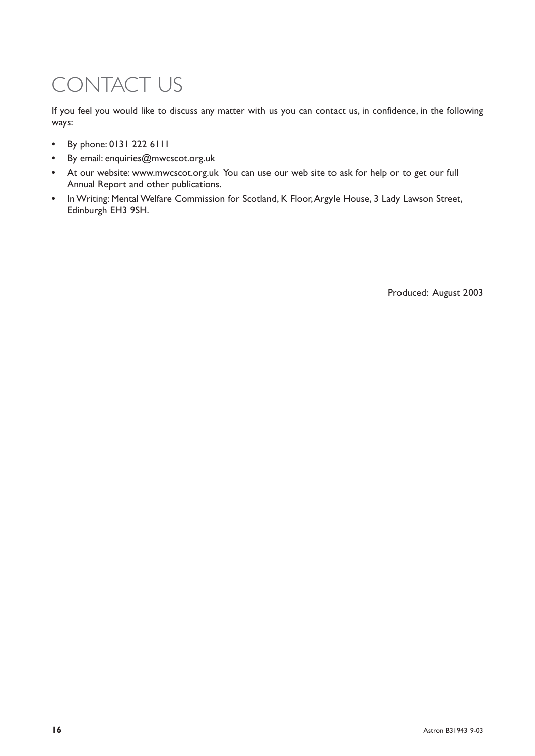# CONTACT US

If you feel you would like to discuss any matter with us you can contact us, in confidence, in the following ways:

- By phone: 0131 222 6111
- By email: enquiries@mwcscot.org.uk
- At our website: www.mwcscot.org.uk You can use our web site to ask for help or to get our full Annual Report and other publications.
- In Writing: Mental Welfare Commission for Scotland, K Floor, Argyle House, 3 Lady Lawson Street, Edinburgh EH3 9SH.

Produced: August 2003

Astron B31943 9-03